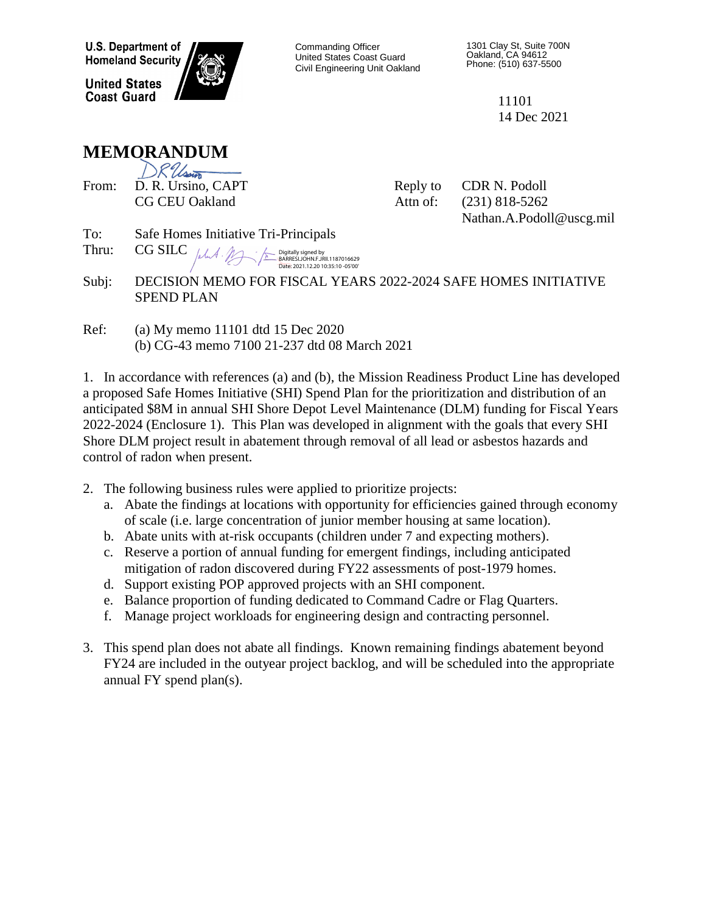U.S. Department of Homeland Security

United States Coast Guard

Commanding Officer
United States Coast Guard
Civil Engineering Unit Oakland

1301 Clay St, Suite 700N
Oakland, CA 94612
Phone: (510) 637-5500

11101
14 Dec 2021

# MEMORANDUM

From: D. R. Ursino, CAPT
CG CEU Oakland

Reply to Attn of: CDR N. Podoll
(231) 818-5262
Nathan.A.Podoll@uscg.mil

To: Safe Homes Initiative Tri-Principals

Thru: CG SILC

Digitally signed by BARRESI.JOHN.F.JRII.1187016629
Date: 2021.12.20 10:35:10 -05'00'

Subj: DECISION MEMO FOR FISCAL YEARS 2022-2024 SAFE HOMES INITIATIVE SPEND PLAN

Ref: (a) My memo 11101 dtd 15 Dec 2020
(b) CG-43 memo 7100 21-237 dtd 08 March 2021

1. In accordance with references (a) and (b), the Mission Readiness Product Line has developed a proposed Safe Homes Initiative (SHI) Spend Plan for the prioritization and distribution of an anticipated $8M in annual SHI Shore Depot Level Maintenance (DLM) funding for Fiscal Years 2022-2024 (Enclosure 1). This Plan was developed in alignment with the goals that every SHI Shore DLM project result in abatement through removal of all lead or asbestos hazards and control of radon when present.

2. The following business rules were applied to prioritize projects:
   a. Abate the findings at locations with opportunity for efficiencies gained through economy of scale (i.e. large concentration of junior member housing at same location).
   b. Abate units with at-risk occupants (children under 7 and expecting mothers).
   c. Reserve a portion of annual funding for emergent findings, including anticipated mitigation of radon discovered during FY22 assessments of post-1979 homes.
   d. Support existing POP approved projects with an SHI component.
   e. Balance proportion of funding dedicated to Command Cadre or Flag Quarters.
   f. Manage project workloads for engineering design and contracting personnel.

3. This spend plan does not abate all findings. Known remaining findings abatement beyond FY24 are included in the outyear project backlog, and will be scheduled into the appropriate annual FY spend plan(s).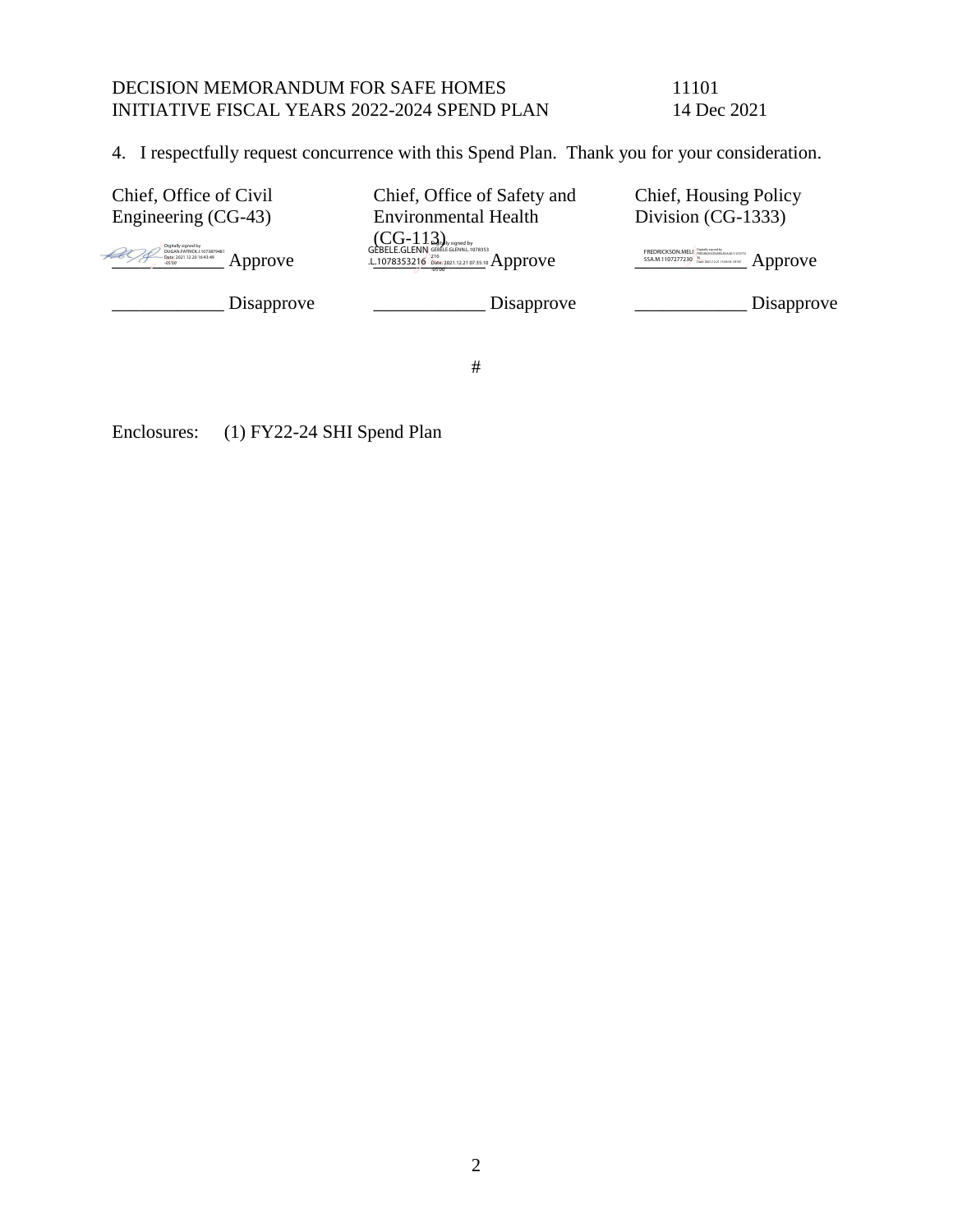DECISION MEMORANDUM FOR SAFE HOMES INITIATIVE FISCAL YEARS 2022-2024 SPEND PLAN

11101
14 Dec 2021

4. I respectfully request concurrence with this Spend Plan. Thank you for your consideration.

| Chief, Office of Civil Engineering (CG-43) | Chief, Office of Safety and Environmental Health (CG-113) | Chief, Housing Policy Division (CG-1333) |
| --- | --- | --- |
| Digitally signed by DUGAN.PATRICK.J.1073879481 Date: 2021.12.20 16:43:49 -05'00' Approve | GEBELE.GLENN.L.1078353216 Digitally signed by GEBELE.GLENN.L.1078353216 Date: 2021.12.21 07:35:10 -05'00' Approve | FREDRICKSON.MELISSA.M.1107277230 Digitally signed by FREDRICKSON.MELISSA.M.1107277230 Date: 2021.12.21 Approve |
| ____________ Disapprove | ____________ Disapprove | ____________ Disapprove |

#

Enclosures: (1) FY22-24 SHI Spend Plan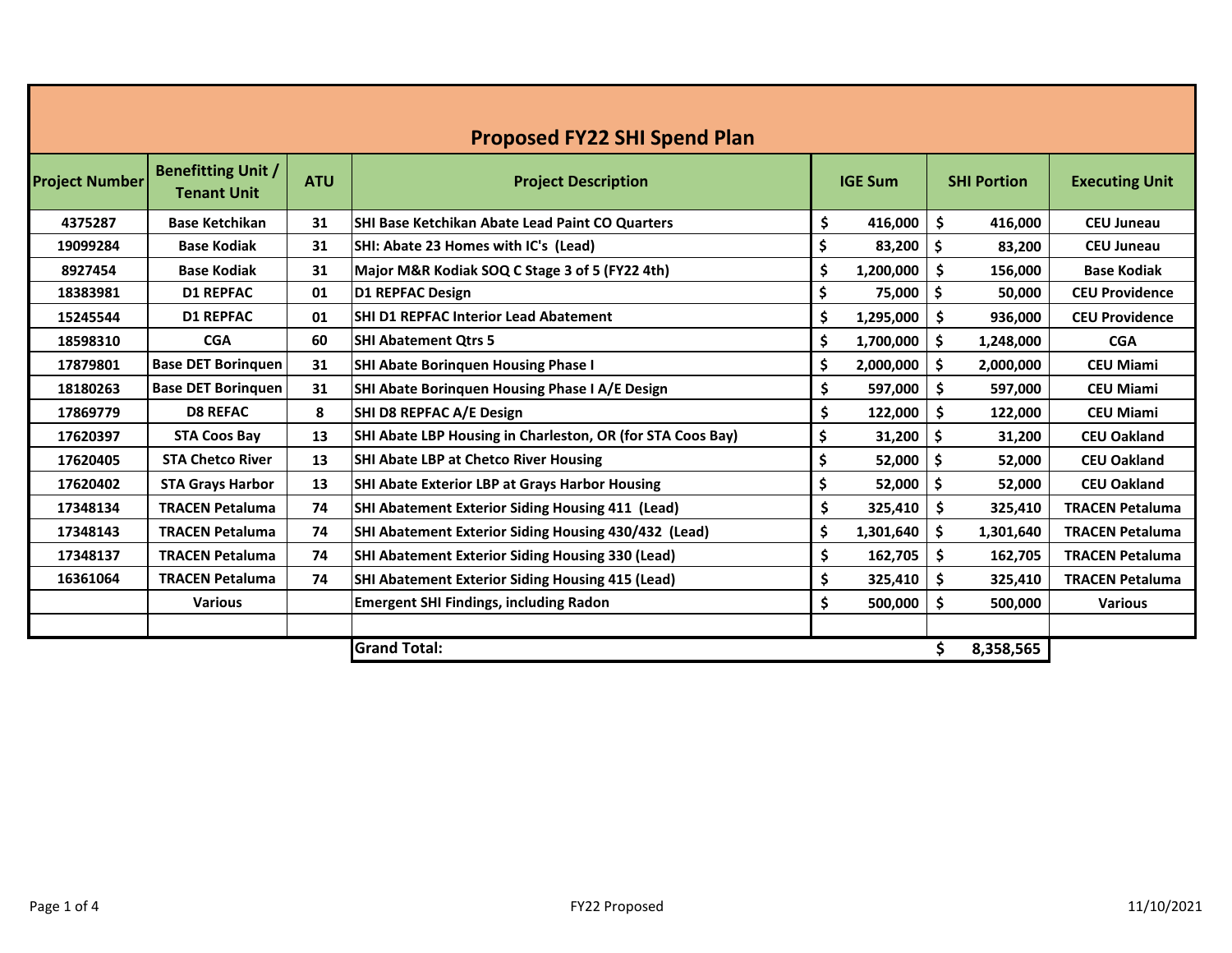# Proposed FY22 SHI Spend Plan

| Project Number | Benefitting Unit / Tenant Unit | ATU | Project Description | IGE Sum | SHI Portion | Executing Unit |
|---|---|---|---|---|---|---|
| 4375287 | Base Ketchikan | 31 | SHI Base Ketchikan Abate Lead Paint CO Quarters | $ 416,000 | $ 416,000 | CEU Juneau |
| 19099284 | Base Kodiak | 31 | SHI: Abate 23 Homes with IC's (Lead) | $ 83,200 | $ 83,200 | CEU Juneau |
| 8927454 | Base Kodiak | 31 | Major M&R Kodiak SOQ C Stage 3 of 5 (FY22 4th) | $ 1,200,000 | $ 156,000 | Base Kodiak |
| 18383981 | D1 REPFAC | 01 | D1 REPFAC Design | $ 75,000 | $ 50,000 | CEU Providence |
| 15245544 | D1 REPFAC | 01 | SHI D1 REPFAC Interior Lead Abatement | $ 1,295,000 | $ 936,000 | CEU Providence |
| 18598310 | CGA | 60 | SHI Abatement Qtrs 5 | $ 1,700,000 | $ 1,248,000 | CGA |
| 17879801 | Base DET Borinquen | 31 | SHI Abate Borinquen Housing Phase I | $ 2,000,000 | $ 2,000,000 | CEU Miami |
| 18180263 | Base DET Borinquen | 31 | SHI Abate Borinquen Housing Phase I A/E Design | $ 597,000 | $ 597,000 | CEU Miami |
| 17869779 | D8 REFAC | 8 | SHI D8 REPFAC A/E Design | $ 122,000 | $ 122,000 | CEU Miami |
| 17620397 | STA Coos Bay | 13 | SHI Abate LBP Housing in Charleston, OR (for STA Coos Bay) | $ 31,200 | $ 31,200 | CEU Oakland |
| 17620405 | STA Chetco River | 13 | SHI Abate LBP at Chetco River Housing | $ 52,000 | $ 52,000 | CEU Oakland |
| 17620402 | STA Grays Harbor | 13 | SHI Abate Exterior LBP at Grays Harbor Housing | $ 52,000 | $ 52,000 | CEU Oakland |
| 17348134 | TRACEN Petaluma | 74 | SHI Abatement Exterior Siding Housing 411 (Lead) | $ 325,410 | $ 325,410 | TRACEN Petaluma |
| 17348143 | TRACEN Petaluma | 74 | SHI Abatement Exterior Siding Housing 430/432 (Lead) | $ 1,301,640 | $ 1,301,640 | TRACEN Petaluma |
| 17348137 | TRACEN Petaluma | 74 | SHI Abatement Exterior Siding Housing 330 (Lead) | $ 162,705 | $ 162,705 | TRACEN Petaluma |
| 16361064 | TRACEN Petaluma | 74 | SHI Abatement Exterior Siding Housing 415 (Lead) | $ 325,410 | $ 325,410 | TRACEN Petaluma |
| | Various | | Emergent SHI Findings, including Radon | $ 500,000 | $ 500,000 | Various |
| | | | | | | |
| | | | **Grand Total:** | | $ 8,358,565 | |

FY22 Proposed

11/10/2021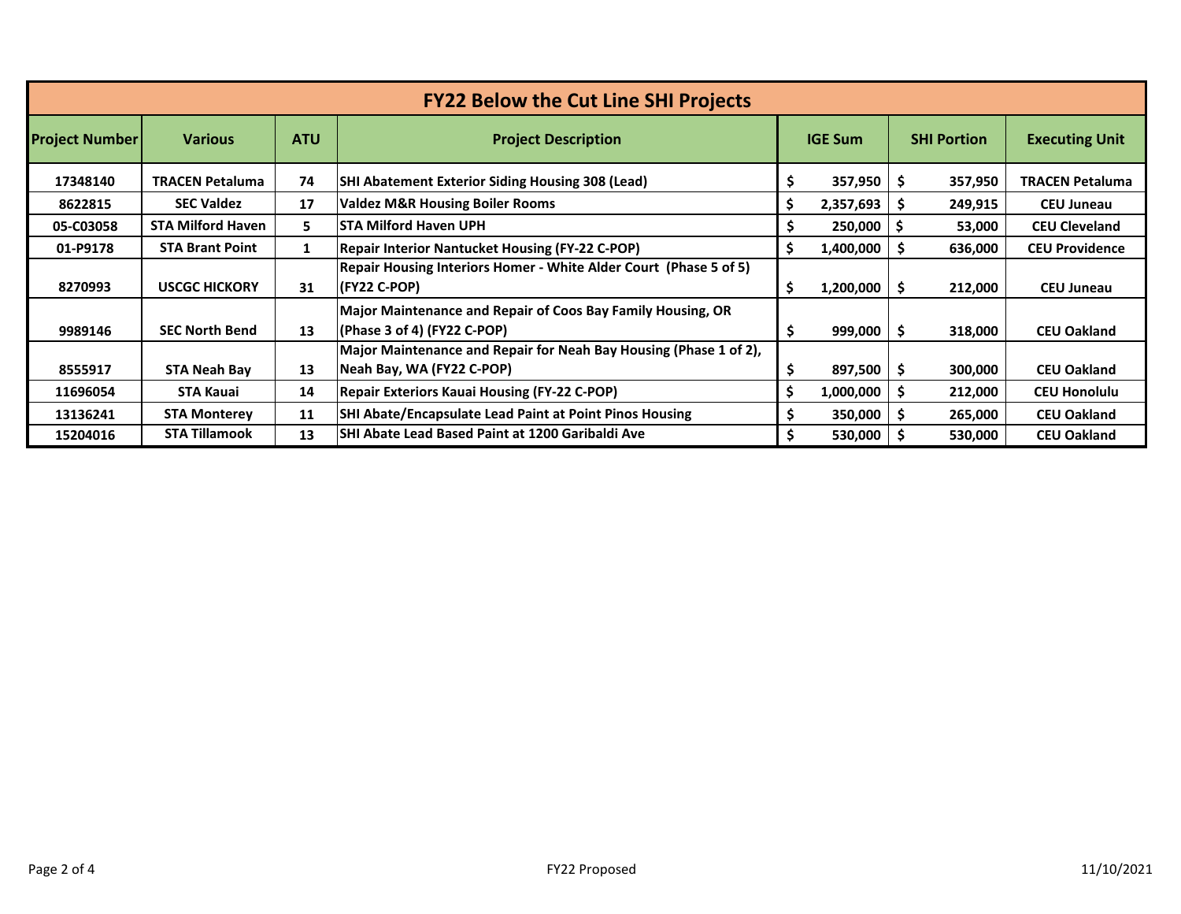| FY22 Below the Cut Line SHI Projects | | | | | | |
|---|---|---|---|---|---|---|
| **Project Number** | **Various** | **ATU** | **Project Description** | **IGE Sum** | **SHI Portion** | **Executing Unit** |
| 17348140 | TRACEN Petaluma | 74 | SHI Abatement Exterior Siding Housing 308 (Lead) | $ 357,950 | $ 357,950 | TRACEN Petaluma |
| 8622815 | SEC Valdez | 17 | Valdez M&R Housing Boiler Rooms | $ 2,357,693 | $ 249,915 | CEU Juneau |
| 05-C03058 | STA Milford Haven | 5 | STA Milford Haven UPH | $ 250,000 | $ 53,000 | CEU Cleveland |
| 01-P9178 | STA Brant Point | 1 | Repair Interior Nantucket Housing (FY-22 C-POP) | $ 1,400,000 | $ 636,000 | CEU Providence |
| 8270993 | USCGC HICKORY | 31 | Repair Housing Interiors Homer - White Alder Court (Phase 5 of 5) (FY22 C-POP) | $ 1,200,000 | $ 212,000 | CEU Juneau |
| 9989146 | SEC North Bend | 13 | Major Maintenance and Repair of Coos Bay Family Housing, OR (Phase 3 of 4) (FY22 C-POP) | $ 999,000 | $ 318,000 | CEU Oakland |
| 8555917 | STA Neah Bay | 13 | Major Maintenance and Repair for Neah Bay Housing (Phase 1 of 2), Neah Bay, WA (FY22 C-POP) | $ 897,500 | $ 300,000 | CEU Oakland |
| 11696054 | STA Kauai | 14 | Repair Exteriors Kauai Housing (FY-22 C-POP) | $ 1,000,000 | $ 212,000 | CEU Honolulu |
| 13136241 | STA Monterey | 11 | SHI Abate/Encapsulate Lead Paint at Point Pinos Housing | $ 350,000 | $ 265,000 | CEU Oakland |
| 15204016 | STA Tillamook | 13 | SHI Abate Lead Based Paint at 1200 Garibaldi Ave | $ 530,000 | $ 530,000 | CEU Oakland |

FY22 Proposed

11/10/2021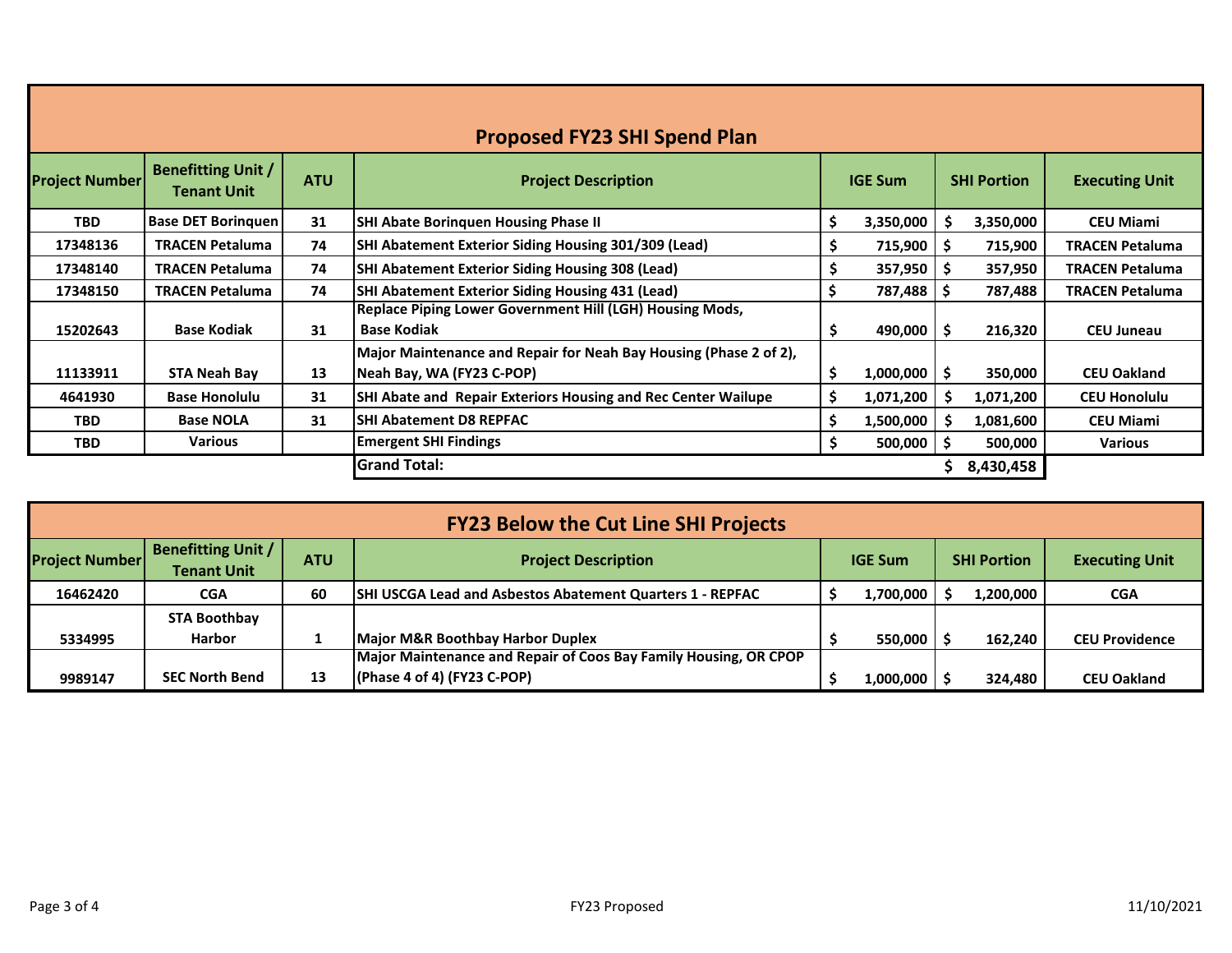## Proposed FY23 SHI Spend Plan

| Project Number | Benefitting Unit / Tenant Unit | ATU | Project Description | IGE Sum | SHI Portion | Executing Unit |
|---|---|---|---|---|---|---|
| TBD | Base DET Borinquen | 31 | SHI Abate Borinquen Housing Phase II | $ 3,350,000 | $ 3,350,000 | CEU Miami |
| 17348136 | TRACEN Petaluma | 74 | SHI Abatement Exterior Siding Housing 301/309 (Lead) | $ 715,900 | $ 715,900 | TRACEN Petaluma |
| 17348140 | TRACEN Petaluma | 74 | SHI Abatement Exterior Siding Housing 308 (Lead) | $ 357,950 | $ 357,950 | TRACEN Petaluma |
| 17348150 | TRACEN Petaluma | 74 | SHI Abatement Exterior Siding Housing 431 (Lead) | $ 787,488 | $ 787,488 | TRACEN Petaluma |
| 15202643 | Base Kodiak | 31 | Replace Piping Lower Government Hill (LGH) Housing Mods, Base Kodiak | $ 490,000 | $ 216,320 | CEU Juneau |
| 11133911 | STA Neah Bay | 13 | Major Maintenance and Repair for Neah Bay Housing (Phase 2 of 2), Neah Bay, WA (FY23 C-POP) | $ 1,000,000 | $ 350,000 | CEU Oakland |
| 4641930 | Base Honolulu | 31 | SHI Abate and Repair Exteriors Housing and Rec Center Wailupe | $ 1,071,200 | $ 1,071,200 | CEU Honolulu |
| TBD | Base NOLA | 31 | SHI Abatement D8 REPFAC | $ 1,500,000 | $ 1,081,600 | CEU Miami |
| TBD | Various | | Emergent SHI Findings | $ 500,000 | $ 500,000 | Various |
| | | | **Grand Total:** | | **$ 8,430,458** | |

## FY23 Below the Cut Line SHI Projects

| Project Number | Benefitting Unit / Tenant Unit | ATU | Project Description | IGE Sum | SHI Portion | Executing Unit |
|---|---|---|---|---|---|---|
| 16462420 | CGA | 60 | SHI USCGA Lead and Asbestos Abatement Quarters 1 - REPFAC | $ 1,700,000 | $ 1,200,000 | CGA |
| 5334995 | STA Boothbay Harbor | 1 | Major M&R Boothbay Harbor Duplex | $ 550,000 | $ 162,240 | CEU Providence |
| 9989147 | SEC North Bend | 13 | Major Maintenance and Repair of Coos Bay Family Housing, OR CPOP (Phase 4 of 4) (FY23 C-POP) | $ 1,000,000 | $ 324,480 | CEU Oakland |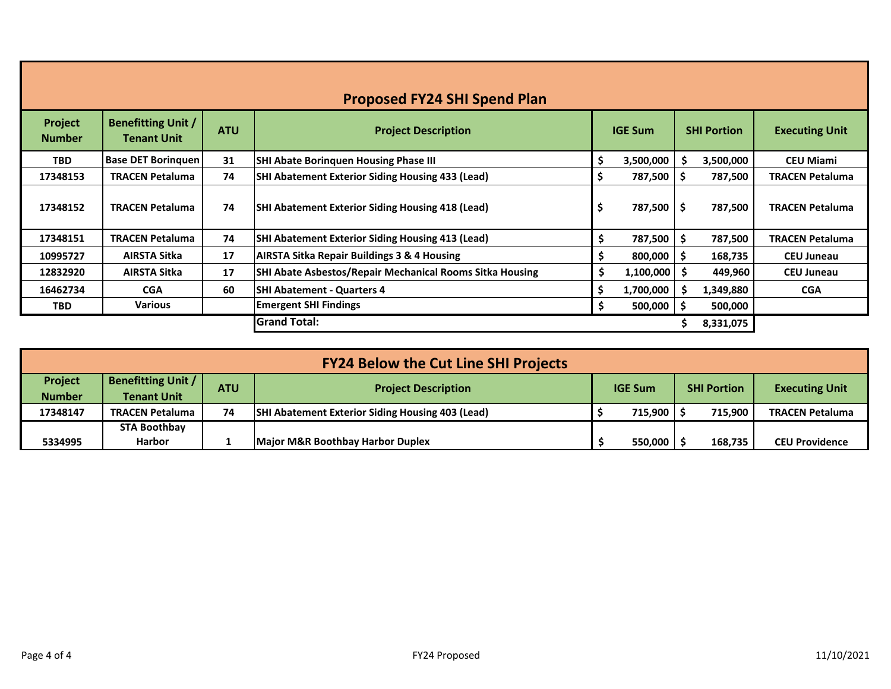## Proposed FY24 SHI Spend Plan

| Project Number | Benefitting Unit / Tenant Unit | ATU | Project Description | IGE Sum | SHI Portion | Executing Unit |
|---|---|---|---|---|---|---|
| TBD | Base DET Borinquen | 31 | SHI Abate Borinquen Housing Phase III | $ 3,500,000 | $ 3,500,000 | CEU Miami |
| 17348153 | TRACEN Petaluma | 74 | SHI Abatement Exterior Siding Housing 433 (Lead) | $ 787,500 | $ 787,500 | TRACEN Petaluma |
| 17348152 | TRACEN Petaluma | 74 | SHI Abatement Exterior Siding Housing 418 (Lead) | $ 787,500 | $ 787,500 | TRACEN Petaluma |
| 17348151 | TRACEN Petaluma | 74 | SHI Abatement Exterior Siding Housing 413 (Lead) | $ 787,500 | $ 787,500 | TRACEN Petaluma |
| 10995727 | AIRSTA Sitka | 17 | AIRSTA Sitka Repair Buildings 3 & 4 Housing | $ 800,000 | $ 168,735 | CEU Juneau |
| 12832920 | AIRSTA Sitka | 17 | SHI Abate Asbestos/Repair Mechanical Rooms Sitka Housing | $ 1,100,000 | $ 449,960 | CEU Juneau |
| 16462734 | CGA | 60 | SHI Abatement - Quarters 4 | $ 1,700,000 | $ 1,349,880 | CGA |
| TBD | Various | | Emergent SHI Findings | $ 500,000 | $ 500,000 | |
| | | | Grand Total: | | $ 8,331,075 | |

## FY24 Below the Cut Line SHI Projects

| Project Number | Benefitting Unit / Tenant Unit | ATU | Project Description | IGE Sum | SHI Portion | Executing Unit |
|---|---|---|---|---|---|---|
| 17348147 | TRACEN Petaluma | 74 | SHI Abatement Exterior Siding Housing 403 (Lead) | $ 715,900 | $ 715,900 | TRACEN Petaluma |
| 5334995 | STA Boothbay Harbor | 1 | Major M&R Boothbay Harbor Duplex | $ 550,000 | $ 168,735 | CEU Providence |

FY24 Proposed

11/10/2021